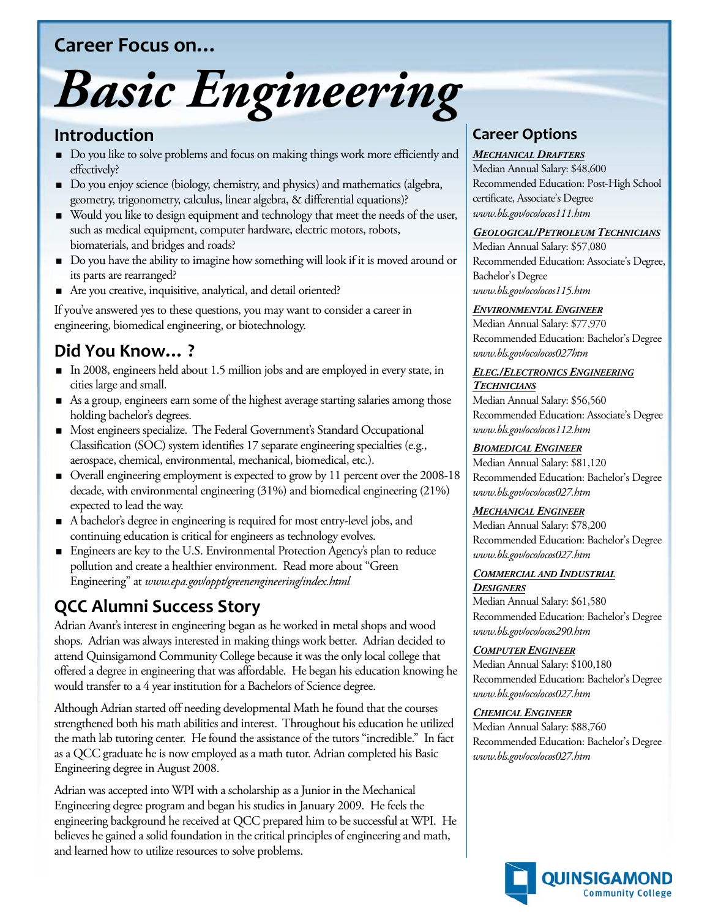## Career Focus on...

# Basic Engineering

## Introduction

- Do you like to solve problems and focus on making things work more efficiently and effectively?
- Do you enjoy science (biology, chemistry, and physics) and mathematics (algebra, geometry, trigonometry, calculus, linear algebra, & differential equations)?
- Would you like to design equipment and technology that meet the needs of the user, such as medical equipment, computer hardware, electric motors, robots, biomaterials, and bridges and roads?
- Do you have the ability to imagine how something will look if it is moved around or its parts are rearranged?
- Are you creative, inquisitive, analytical, and detail oriented?

If you've answered yes to these questions, you may want to consider a career in engineering, biomedical engineering, or biotechnology.

## Did You Know... ?

- In 2008, engineers held about 1.5 million jobs and are employed in every state, in cities large and small.
- As a group, engineers earn some of the highest average starting salaries among those holding bachelor's degrees.
- Most engineers specialize. The Federal Government's Standard Occupational Classification (SOC) system identifies 17 separate engineering specialties (e.g., aerospace, chemical, environmental, mechanical, biomedical, etc.).
- Overall engineering employment is expected to grow by 11 percent over the 2008-18 decade, with environmental engineering (31%) and biomedical engineering (21%) expected to lead the way.
- A bachelor's degree in engineering is required for most entry-level jobs, and continuing education is critical for engineers as technology evolves.
- Engineers are key to the U.S. Environmental Protection Agency's plan to reduce pollution and create a healthier environment. Read more about "Green Engineering" at *www.epa.gov/oppt/greenengineering/index.html*

## QCC Alumni Success Story

Adrian Avant's interest in engineering began as he worked in metal shops and wood shops. Adrian was always interested in making things work better. Adrian decided to attend Quinsigamond Community College because it was the only local college that offered a degree in engineering that was affordable. He began his education knowing he would transfer to a 4 year institution for a Bachelors of Science degree.

Although Adrian started off needing developmental Math he found that the courses strengthened both his math abilities and interest. Throughout his education he utilized the math lab tutoring center. He found the assistance of the tutors "incredible." In fact as a QCC graduate he is now employed as a math tutor. Adrian completed his Basic Engineering degree in August 2008.

Adrian was accepted into WPI with a scholarship as a Junior in the Mechanical Engineering degree program and began his studies in January 2009. He feels the engineering background he received at QCC prepared him to be successful at WPI. He believes he gained a solid foundation in the critical principles of engineering and math, and learned how to utilize resources to solve problems.

## Career Options

***Mechanical Drafters***
Median Annual Salary: $48,600
Recommended Education: Post-High School certificate, Associate's Degree
*www.bls.gov/oco/ocos111.htm*

***Geological/Petroleum Technicians***
Median Annual Salary: $57,080
Recommended Education: Associate's Degree, Bachelor's Degree
*www.bls.gov/oco/ocos115.htm*

***Environmental Engineer***
Median Annual Salary: $77,970
Recommended Education: Bachelor's Degree
*www.bls.gov/oco/ocos027htm*

***Elec./Electronics Engineering Technicians***
Median Annual Salary: $56,560
Recommended Education: Associate's Degree
*www.bls.gov/oco/ocos112.htm*

***Biomedical Engineer***
Median Annual Salary: $81,120
Recommended Education: Bachelor's Degree
*www.bls.gov/oco/ocos027.htm*

***Mechanical Engineer***
Median Annual Salary: $78,200
Recommended Education: Bachelor's Degree
*www.bls.gov/oco/ocos027.htm*

***Commercial and Industrial Designers***
Median Annual Salary: $61,580
Recommended Education: Bachelor's Degree
*www.bls.gov/oco/ocos290.htm*

***Computer Engineer***
Median Annual Salary: $100,180
Recommended Education: Bachelor's Degree
*www.bls.gov/oco/ocos027.htm*

***Chemical Engineer***
Median Annual Salary: $88,760
Recommended Education: Bachelor's Degree
*www.bls.gov/oco/ocos027.htm*

QUINSIGAMOND Community College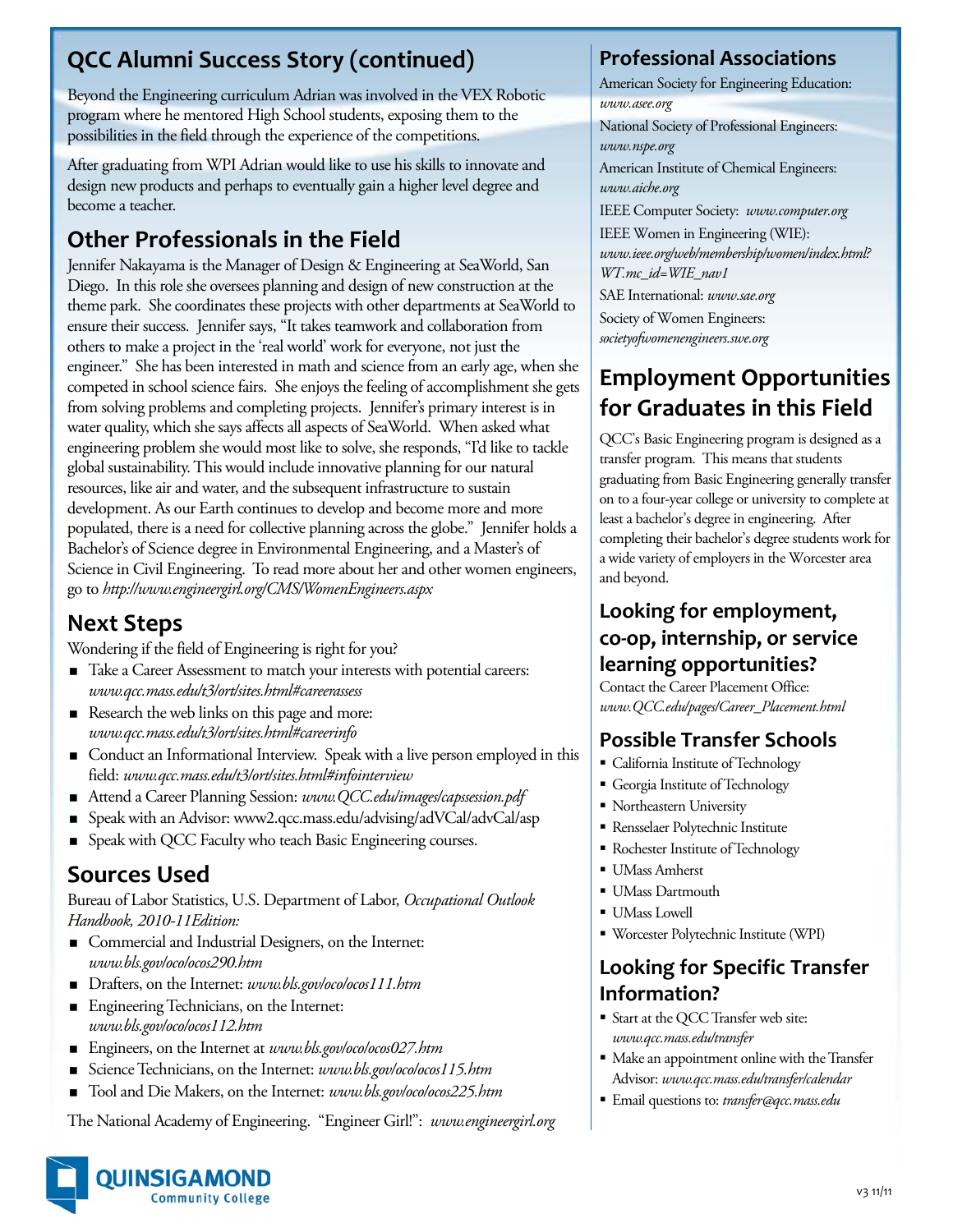## QCC Alumni Success Story (continued)

Beyond the Engineering curriculum Adrian was involved in the VEX Robotic program where he mentored High School students, exposing them to the possibilities in the field through the experience of the competitions.

After graduating from WPI Adrian would like to use his skills to innovate and design new products and perhaps to eventually gain a higher level degree and become a teacher.

## Other Professionals in the Field

Jennifer Nakayama is the Manager of Design & Engineering at SeaWorld, San Diego. In this role she oversees planning and design of new construction at the theme park. She coordinates these projects with other departments at SeaWorld to ensure their success. Jennifer says, "It takes teamwork and collaboration from others to make a project in the 'real world' work for everyone, not just the engineer." She has been interested in math and science from an early age, when she competed in school science fairs. She enjoys the feeling of accomplishment she gets from solving problems and completing projects. Jennifer's primary interest is in water quality, which she says affects all aspects of SeaWorld. When asked what engineering problem she would most like to solve, she responds, "I'd like to tackle global sustainability. This would include innovative planning for our natural resources, like air and water, and the subsequent infrastructure to sustain development. As our Earth continues to develop and become more and more populated, there is a need for collective planning across the globe." Jennifer holds a Bachelor's of Science degree in Environmental Engineering, and a Master's of Science in Civil Engineering. To read more about her and other women engineers, go to *http://www.engineergirl.org/CMS/WomenEngineers.aspx*

## Next Steps

Wondering if the field of Engineering is right for you?

- Take a Career Assessment to match your interests with potential careers: *www.qcc.mass.edu/t3/ort/sites.html#careerassess*
- Research the web links on this page and more: *www.qcc.mass.edu/t3/ort/sites.html#careerinfo*
- Conduct an Informational Interview. Speak with a live person employed in this field: *www.qcc.mass.edu/t3/ort/sites.html#infointerview*
- Attend a Career Planning Session: *www.QCC.edu/images/capssession.pdf*
- Speak with an Advisor: www2.qcc.mass.edu/advising/adVCal/advCal/asp
- Speak with QCC Faculty who teach Basic Engineering courses.

## Sources Used

Bureau of Labor Statistics, U.S. Department of Labor, *Occupational Outlook Handbook, 2010-11Edition:*

- Commercial and Industrial Designers, on the Internet: *www.bls.gov/oco/ocos290.htm*
- Drafters, on the Internet: *www.bls.gov/oco/ocos111.htm*
- Engineering Technicians, on the Internet: *www.bls.gov/oco/ocos112.htm*
- Engineers, on the Internet at *www.bls.gov/oco/ocos027.htm*
- Science Technicians, on the Internet: *www.bls.gov/oco/ocos115.htm*
- Tool and Die Makers, on the Internet: *www.bls.gov/oco/ocos225.htm*

The National Academy of Engineering. "Engineer Girl!": *www.engineergirl.org*

## Professional Associations

American Society for Engineering Education: *www.asee.org*

National Society of Professional Engineers: *www.nspe.org*

American Institute of Chemical Engineers: *www.aiche.org*

IEEE Computer Society: *www.computer.org*

IEEE Women in Engineering (WIE): *www.ieee.org/web/membership/women/index.html?WT.mc_id=WIE_nav1*

SAE International: *www.sae.org*

Society of Women Engineers: *societyofwomenengineers.swe.org*

## Employment Opportunities for Graduates in this Field

QCC's Basic Engineering program is designed as a transfer program. This means that students graduating from Basic Engineering generally transfer on to a four-year college or university to complete at least a bachelor's degree in engineering. After completing their bachelor's degree students work for a wide variety of employers in the Worcester area and beyond.

## Looking for employment, co-op, internship, or service learning opportunities?

Contact the Career Placement Office: *www.QCC.edu/pages/Career_Placement.html*

## Possible Transfer Schools

- California Institute of Technology
- Georgia Institute of Technology
- Northeastern University
- Rensselaer Polytechnic Institute
- Rochester Institute of Technology
- UMass Amherst
- UMass Dartmouth
- UMass Lowell
- Worcester Polytechnic Institute (WPI)

## Looking for Specific Transfer Information?

- Start at the QCC Transfer web site: *www.qcc.mass.edu/transfer*
- Make an appointment online with the Transfer Advisor: *www.qcc.mass.edu/transfer/calendar*
- Email questions to: *transfer@qcc.mass.edu*

QUINSIGAMOND Community College

v3 11/11